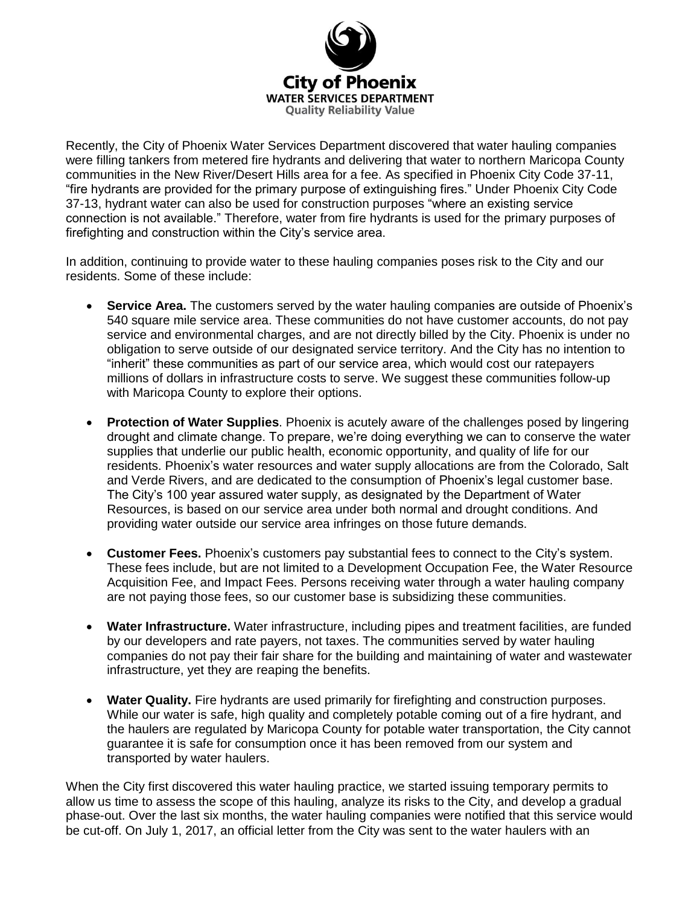**City of Phoenix**
**WATER SERVICES DEPARTMENT**
**Quality Reliability Value**

Recently, the City of Phoenix Water Services Department discovered that water hauling companies were filling tankers from metered fire hydrants and delivering that water to northern Maricopa County communities in the New River/Desert Hills area for a fee. As specified in Phoenix City Code 37-11, "fire hydrants are provided for the primary purpose of extinguishing fires." Under Phoenix City Code 37-13, hydrant water can also be used for construction purposes "where an existing service connection is not available." Therefore, water from fire hydrants is used for the primary purposes of firefighting and construction within the City's service area.

In addition, continuing to provide water to these hauling companies poses risk to the City and our residents. Some of these include:

- **Service Area.** The customers served by the water hauling companies are outside of Phoenix's 540 square mile service area. These communities do not have customer accounts, do not pay service and environmental charges, and are not directly billed by the City. Phoenix is under no obligation to serve outside of our designated service territory. And the City has no intention to "inherit" these communities as part of our service area, which would cost our ratepayers millions of dollars in infrastructure costs to serve. We suggest these communities follow-up with Maricopa County to explore their options.
- **Protection of Water Supplies**. Phoenix is acutely aware of the challenges posed by lingering drought and climate change. To prepare, we're doing everything we can to conserve the water supplies that underlie our public health, economic opportunity, and quality of life for our residents. Phoenix's water resources and water supply allocations are from the Colorado, Salt and Verde Rivers, and are dedicated to the consumption of Phoenix's legal customer base. The City's 100 year assured water supply, as designated by the Department of Water Resources, is based on our service area under both normal and drought conditions. And providing water outside our service area infringes on those future demands.
- **Customer Fees.** Phoenix's customers pay substantial fees to connect to the City's system. These fees include, but are not limited to a Development Occupation Fee, the Water Resource Acquisition Fee, and Impact Fees. Persons receiving water through a water hauling company are not paying those fees, so our customer base is subsidizing these communities.
- **Water Infrastructure.** Water infrastructure, including pipes and treatment facilities, are funded by our developers and rate payers, not taxes. The communities served by water hauling companies do not pay their fair share for the building and maintaining of water and wastewater infrastructure, yet they are reaping the benefits.
- **Water Quality.** Fire hydrants are used primarily for firefighting and construction purposes. While our water is safe, high quality and completely potable coming out of a fire hydrant, and the haulers are regulated by Maricopa County for potable water transportation, the City cannot guarantee it is safe for consumption once it has been removed from our system and transported by water haulers.

When the City first discovered this water hauling practice, we started issuing temporary permits to allow us time to assess the scope of this hauling, analyze its risks to the City, and develop a gradual phase-out. Over the last six months, the water hauling companies were notified that this service would be cut-off. On July 1, 2017, an official letter from the City was sent to the water haulers with an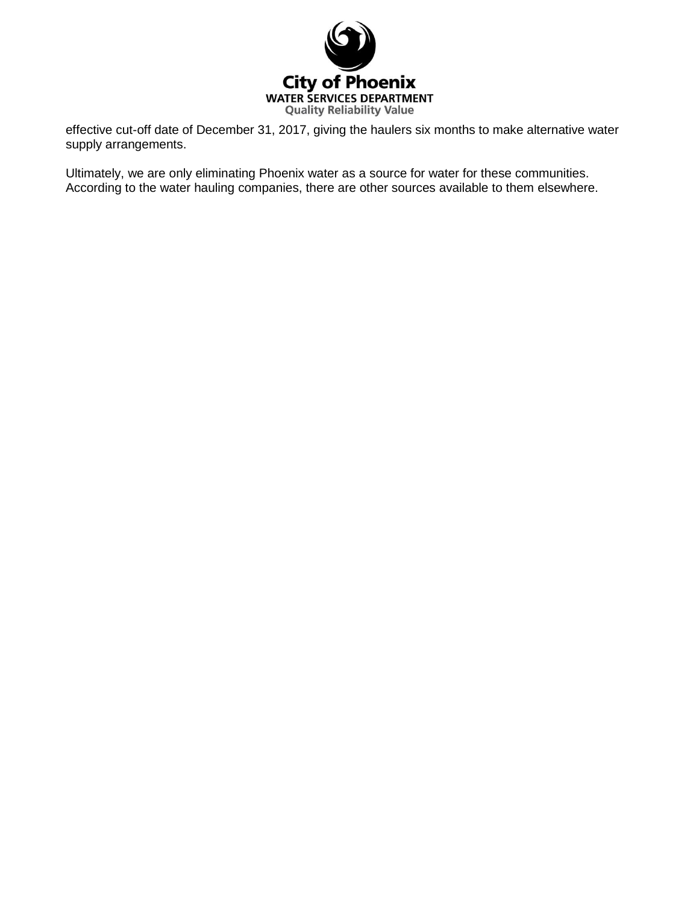effective cut-off date of December 31, 2017, giving the haulers six months to make alternative water supply arrangements.

Ultimately, we are only eliminating Phoenix water as a source for water for these communities. According to the water hauling companies, there are other sources available to them elsewhere.